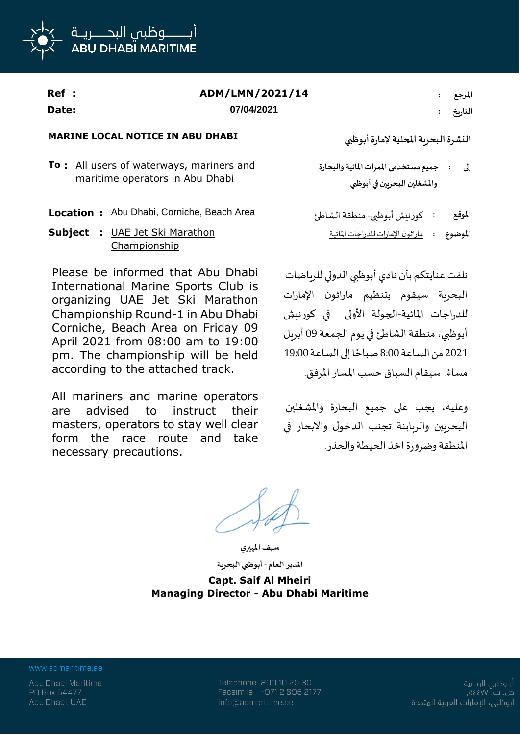أبـــوظبي البحـــريــة
ABU DHABI MARITIME

**Ref :** ADM/LMN/2021/14 المرجع :

**Date:** 07/04/2021 التاريخ :

**MARINE LOCAL NOTICE IN ABU DHABI**

**النشرة البحرية المحلية لإمارة أبوظبي**

**To :** All users of waterways, mariners and maritime operators in Abu Dhabi

إلى : جميع مستخدمي الممرات المائية والبحارة والمشغلين البحريين في أبوظبي

**Location :** Abu Dhabi, Corniche, Beach Area

الموقع : كورنيش أبوظبي- منطقة الشاطئ

**Subject :** UAE Jet Ski Marathon Championship

الموضوع : ماراثون الإمارات للدراجات المائية

Please be informed that Abu Dhabi International Marine Sports Club is organizing UAE Jet Ski Marathon Championship Round-1 in Abu Dhabi Corniche, Beach Area on Friday 09 April 2021 from 08:00 am to 19:00 pm. The championship will be held according to the attached track.

نلفت عنايتكم بأن نادي أبوظبي الدولي للرياضات البحرية سيقوم بتنظيم ماراثون الإمارات للدراجات المائية-الجولة الأولى في كورنيش أبوظبي، منطقة الشاطئ في يوم الجمعة 09 أبريل 2021 من الساعة 8:00 صباحًا إلى الساعة 19:00 مساءً. سيقام السباق حسب المسار المرفق.

All mariners and marine operators are advised to instruct their masters, operators to stay well clear form the race route and take necessary precautions.

وعليه، يجب على جميع البحارة والمشغلين البحريين والربابنة تجنب الدخول والابحار في المنطقة وضرورة اخذ الحيطة والحذر.

سيف المهيري

المدير العام - أبوظبي البحرية

**Capt. Saif Al Mheiri**
**Managing Director - Abu Dhabi Maritime**

www.admaritime.ae

Abu Dhabi Maritime
PO Box 54477
Abu Dhabi, UAE

Telephone 800 10 20 30
Facsimile +971 2 695 2177
info@admaritime.ae

أبوظبي البحرية
ص. ب. ٥٤٤٧٧,
أبوظبي، الإمارات العربية المتحدة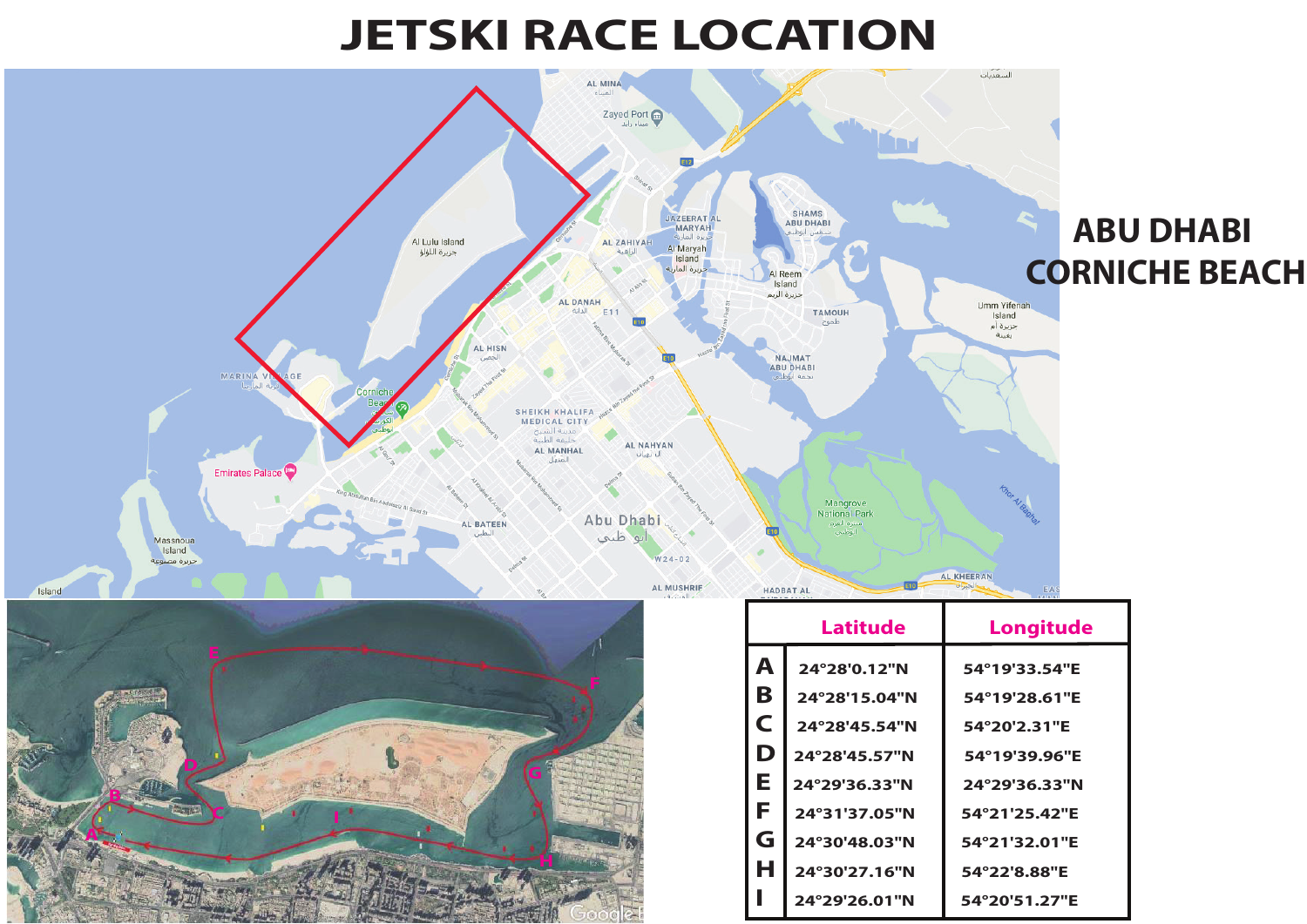# JETSKI RACE LOCATION

**ABU DHABI CORNICHE BEACH**

| | Latitude | Longitude |
|---|---|---|
| A | 24°28'0.12"N | 54°19'33.54"E |
| B | 24°28'15.04"N | 54°19'28.61"E |
| C | 24°28'45.54"N | 54°20'2.31"E |
| D | 24°28'45.57"N | 54°19'39.96"E |
| E | 24°29'36.33"N | 24°29'36.33"N |
| F | 24°31'37.05"N | 54°21'25.42"E |
| G | 24°30'48.03"N | 54°21'32.01"E |
| H | 24°30'27.16"N | 54°22'8.88"E |
| I | 24°29'26.01"N | 54°20'51.27"E |